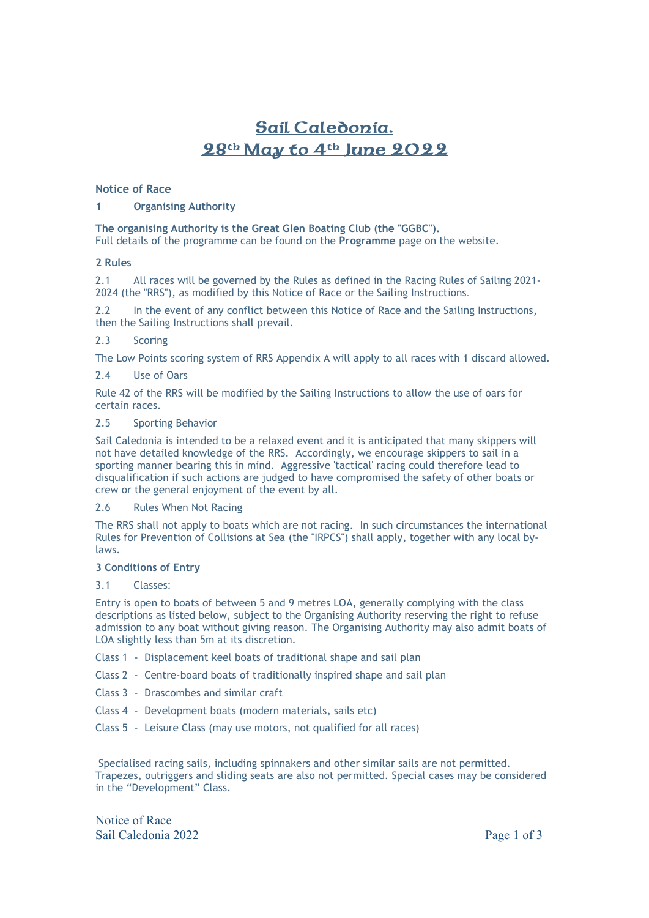# Sail Caledonia.
# 28th May to 4th June 2022

## Notice of Race

### 1 Organising Authority

**The organising Authority is the Great Glen Boating Club (the "GGBC").**
Full details of the programme can be found on the **Programme** page on the website.

### 2 Rules

2.1 All races will be governed by the Rules as defined in the Racing Rules of Sailing 2021-2024 (the "RRS"), as modified by this Notice of Race or the Sailing Instructions.

2.2 In the event of any conflict between this Notice of Race and the Sailing Instructions, then the Sailing Instructions shall prevail.

2.3 Scoring

The Low Points scoring system of RRS Appendix A will apply to all races with 1 discard allowed.

2.4 Use of Oars

Rule 42 of the RRS will be modified by the Sailing Instructions to allow the use of oars for certain races.

2.5 Sporting Behavior

Sail Caledonia is intended to be a relaxed event and it is anticipated that many skippers will not have detailed knowledge of the RRS. Accordingly, we encourage skippers to sail in a sporting manner bearing this in mind. Aggressive 'tactical' racing could therefore lead to disqualification if such actions are judged to have compromised the safety of other boats or crew or the general enjoyment of the event by all.

2.6 Rules When Not Racing

The RRS shall not apply to boats which are not racing. In such circumstances the international Rules for Prevention of Collisions at Sea (the "IRPCS") shall apply, together with any local by-laws.

### 3 Conditions of Entry

3.1 Classes:

Entry is open to boats of between 5 and 9 metres LOA, generally complying with the class descriptions as listed below, subject to the Organising Authority reserving the right to refuse admission to any boat without giving reason. The Organising Authority may also admit boats of LOA slightly less than 5m at its discretion.

Class 1 - Displacement keel boats of traditional shape and sail plan

Class 2 - Centre-board boats of traditionally inspired shape and sail plan

Class 3 - Drascombes and similar craft

Class 4 - Development boats (modern materials, sails etc)

Class 5 - Leisure Class (may use motors, not qualified for all races)

Specialised racing sails, including spinnakers and other similar sails are not permitted. Trapezes, outriggers and sliding seats are also not permitted. Special cases may be considered in the "Development" Class.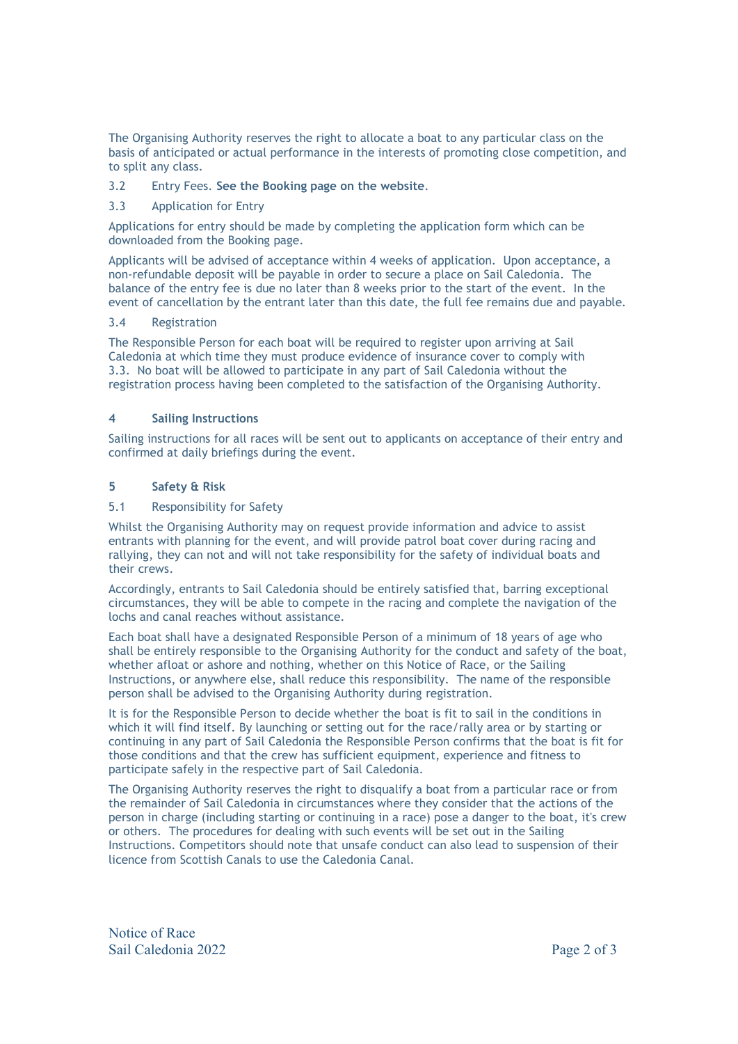The Organising Authority reserves the right to allocate a boat to any particular class on the basis of anticipated or actual performance in the interests of promoting close competition, and to split any class.

3.2 Entry Fees. **See the Booking page on the website**.

3.3 Application for Entry

Applications for entry should be made by completing the application form which can be downloaded from the Booking page.

Applicants will be advised of acceptance within 4 weeks of application. Upon acceptance, a non-refundable deposit will be payable in order to secure a place on Sail Caledonia. The balance of the entry fee is due no later than 8 weeks prior to the start of the event. In the event of cancellation by the entrant later than this date, the full fee remains due and payable.

3.4 Registration

The Responsible Person for each boat will be required to register upon arriving at Sail Caledonia at which time they must produce evidence of insurance cover to comply with 3.3. No boat will be allowed to participate in any part of Sail Caledonia without the registration process having been completed to the satisfaction of the Organising Authority.

## 4 Sailing Instructions

Sailing instructions for all races will be sent out to applicants on acceptance of their entry and confirmed at daily briefings during the event.

## 5 Safety & Risk

5.1 Responsibility for Safety

Whilst the Organising Authority may on request provide information and advice to assist entrants with planning for the event, and will provide patrol boat cover during racing and rallying, they can not and will not take responsibility for the safety of individual boats and their crews.

Accordingly, entrants to Sail Caledonia should be entirely satisfied that, barring exceptional circumstances, they will be able to compete in the racing and complete the navigation of the lochs and canal reaches without assistance.

Each boat shall have a designated Responsible Person of a minimum of 18 years of age who shall be entirely responsible to the Organising Authority for the conduct and safety of the boat, whether afloat or ashore and nothing, whether on this Notice of Race, or the Sailing Instructions, or anywhere else, shall reduce this responsibility. The name of the responsible person shall be advised to the Organising Authority during registration.

It is for the Responsible Person to decide whether the boat is fit to sail in the conditions in which it will find itself. By launching or setting out for the race/rally area or by starting or continuing in any part of Sail Caledonia the Responsible Person confirms that the boat is fit for those conditions and that the crew has sufficient equipment, experience and fitness to participate safely in the respective part of Sail Caledonia.

The Organising Authority reserves the right to disqualify a boat from a particular race or from the remainder of Sail Caledonia in circumstances where they consider that the actions of the person in charge (including starting or continuing in a race) pose a danger to the boat, it's crew or others. The procedures for dealing with such events will be set out in the Sailing Instructions. Competitors should note that unsafe conduct can also lead to suspension of their licence from Scottish Canals to use the Caledonia Canal.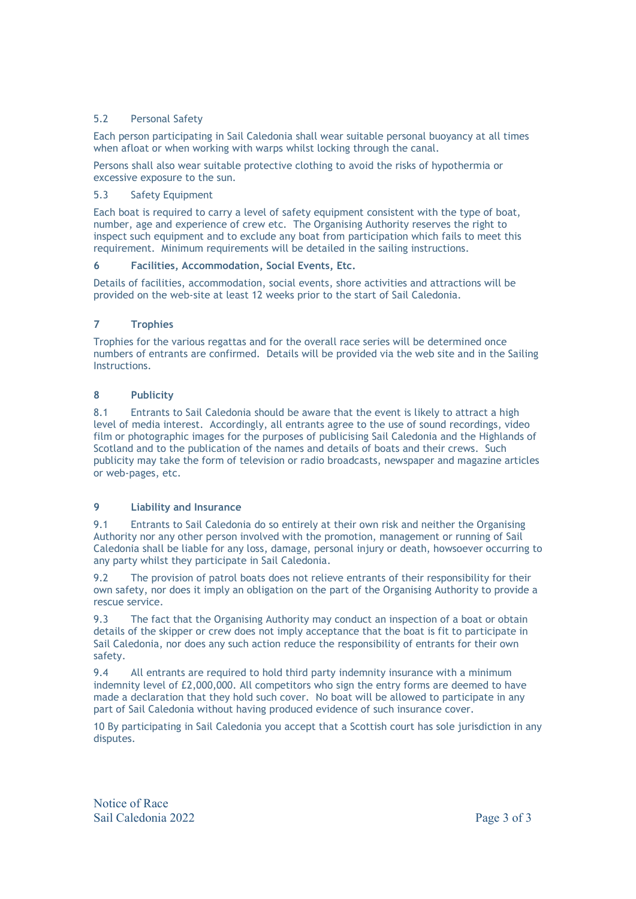### 5.2 Personal Safety

Each person participating in Sail Caledonia shall wear suitable personal buoyancy at all times when afloat or when working with warps whilst locking through the canal.

Persons shall also wear suitable protective clothing to avoid the risks of hypothermia or excessive exposure to the sun.

### 5.3 Safety Equipment

Each boat is required to carry a level of safety equipment consistent with the type of boat, number, age and experience of crew etc. The Organising Authority reserves the right to inspect such equipment and to exclude any boat from participation which fails to meet this requirement. Minimum requirements will be detailed in the sailing instructions.

## 6 Facilities, Accommodation, Social Events, Etc.

Details of facilities, accommodation, social events, shore activities and attractions will be provided on the web-site at least 12 weeks prior to the start of Sail Caledonia.

## 7 Trophies

Trophies for the various regattas and for the overall race series will be determined once numbers of entrants are confirmed. Details will be provided via the web site and in the Sailing Instructions.

## 8 Publicity

8.1 Entrants to Sail Caledonia should be aware that the event is likely to attract a high level of media interest. Accordingly, all entrants agree to the use of sound recordings, video film or photographic images for the purposes of publicising Sail Caledonia and the Highlands of Scotland and to the publication of the names and details of boats and their crews. Such publicity may take the form of television or radio broadcasts, newspaper and magazine articles or web-pages, etc.

## 9 Liability and Insurance

9.1 Entrants to Sail Caledonia do so entirely at their own risk and neither the Organising Authority nor any other person involved with the promotion, management or running of Sail Caledonia shall be liable for any loss, damage, personal injury or death, howsoever occurring to any party whilst they participate in Sail Caledonia.

9.2 The provision of patrol boats does not relieve entrants of their responsibility for their own safety, nor does it imply an obligation on the part of the Organising Authority to provide a rescue service.

9.3 The fact that the Organising Authority may conduct an inspection of a boat or obtain details of the skipper or crew does not imply acceptance that the boat is fit to participate in Sail Caledonia, nor does any such action reduce the responsibility of entrants for their own safety.

9.4 All entrants are required to hold third party indemnity insurance with a minimum indemnity level of £2,000,000. All competitors who sign the entry forms are deemed to have made a declaration that they hold such cover. No boat will be allowed to participate in any part of Sail Caledonia without having produced evidence of such insurance cover.

10 By participating in Sail Caledonia you accept that a Scottish court has sole jurisdiction in any disputes.